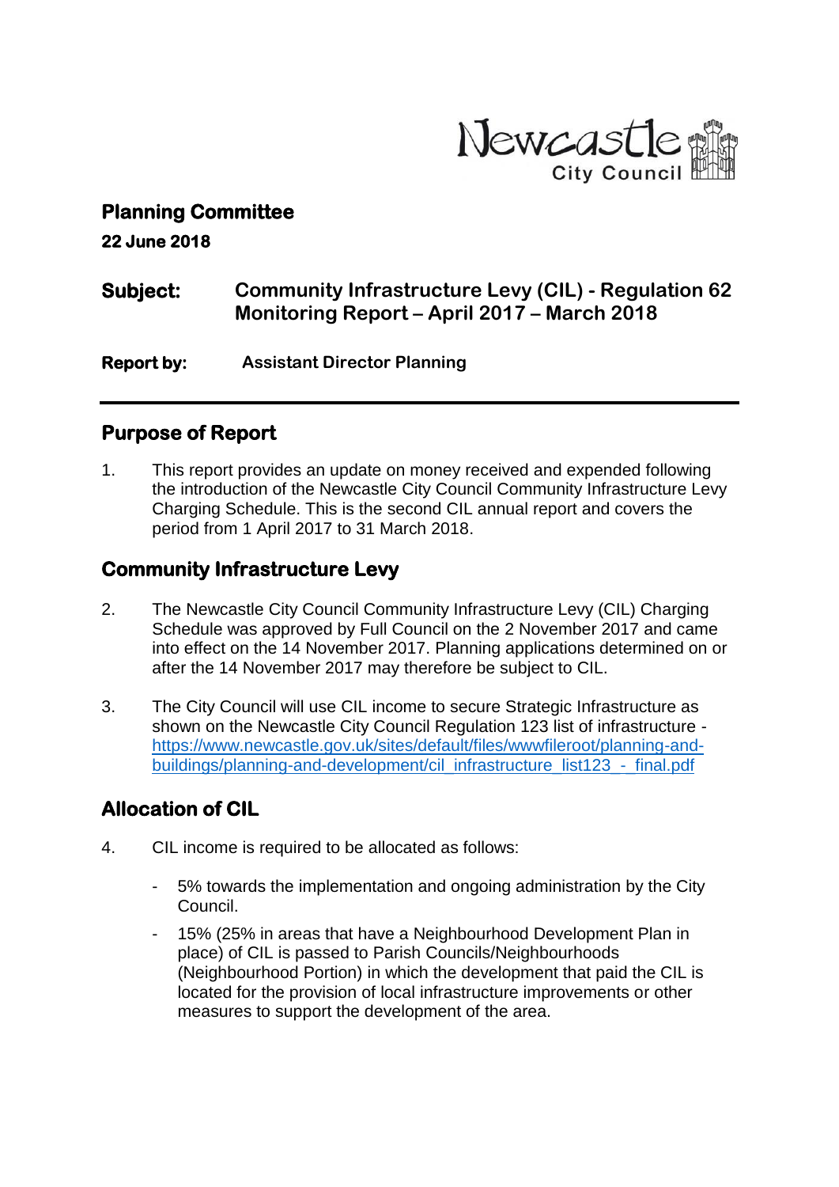Newcastle City Council

## Planning Committee

**22 June 2018**

**Subject:** **Community Infrastructure Levy (CIL) - Regulation 62 Monitoring Report – April 2017 – March 2018**

**Report by:** **Assistant Director Planning**

---

## Purpose of Report

1. This report provides an update on money received and expended following the introduction of the Newcastle City Council Community Infrastructure Levy Charging Schedule. This is the second CIL annual report and covers the period from 1 April 2017 to 31 March 2018.

## Community Infrastructure Levy

2. The Newcastle City Council Community Infrastructure Levy (CIL) Charging Schedule was approved by Full Council on the 2 November 2017 and came into effect on the 14 November 2017. Planning applications determined on or after the 14 November 2017 may therefore be subject to CIL.

3. The City Council will use CIL income to secure Strategic Infrastructure as shown on the Newcastle City Council Regulation 123 list of infrastructure - https://www.newcastle.gov.uk/sites/default/files/wwwfileroot/planning-and-buildings/planning-and-development/cil_infrastructure_list123_-_final.pdf

## Allocation of CIL

4. CIL income is required to be allocated as follows:

   - 5% towards the implementation and ongoing administration by the City Council.
   - 15% (25% in areas that have a Neighbourhood Development Plan in place) of CIL is passed to Parish Councils/Neighbourhoods (Neighbourhood Portion) in which the development that paid the CIL is located for the provision of local infrastructure improvements or other measures to support the development of the area.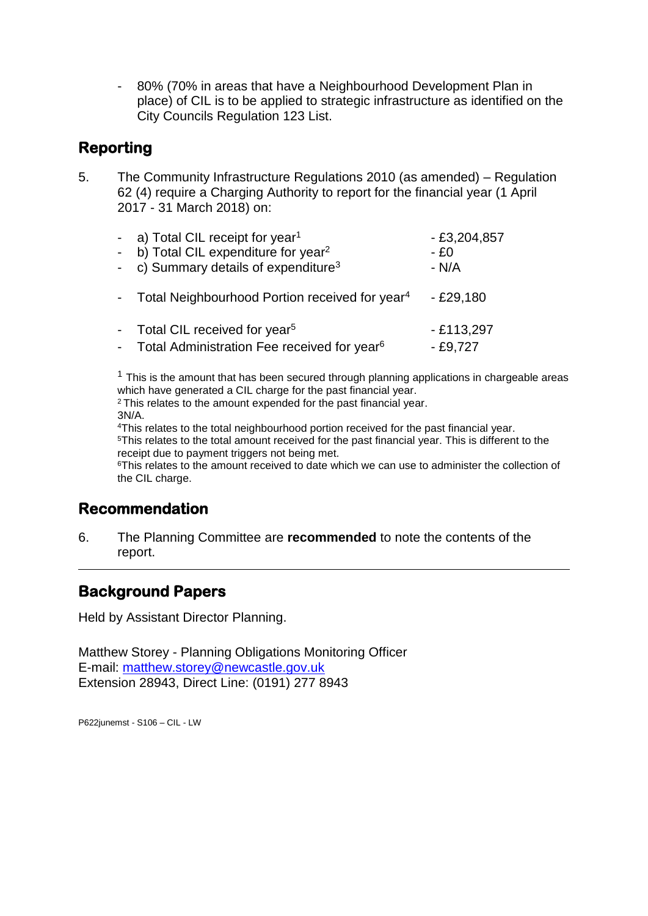- 80% (70% in areas that have a Neighbourhood Development Plan in place) of CIL is to be applied to strategic infrastructure as identified on the City Councils Regulation 123 List.

## Reporting

5. The Community Infrastructure Regulations 2010 (as amended) – Regulation 62 (4) require a Charging Authority to report for the financial year (1 April 2017 - 31 March 2018) on:

| | |
|---|---|
| - a) Total CIL receipt for year[1] | - £3,204,857 |
| - b) Total CIL expenditure for year[2] | - £0 |
| - c) Summary details of expenditure[3] | - N/A |
| - Total Neighbourhood Portion received for year[4] | - £29,180 |
| - Total CIL received for year[5] | - £113,297 |
| - Total Administration Fee received for year[6] | - £9,727 |

[1] This is the amount that has been secured through planning applications in chargeable areas which have generated a CIL charge for the past financial year.
[2] This relates to the amount expended for the past financial year.
3N/A.
[4]This relates to the total neighbourhood portion received for the past financial year.
[5]This relates to the total amount received for the past financial year. This is different to the receipt due to payment triggers not being met.
[6]This relates to the amount received to date which we can use to administer the collection of the CIL charge.

## Recommendation

6. The Planning Committee are **recommended** to note the contents of the report.

---

## Background Papers

Held by Assistant Director Planning.

Matthew Storey - Planning Obligations Monitoring Officer
E-mail: matthew.storey@newcastle.gov.uk
Extension 28943, Direct Line: (0191) 277 8943

P622junemst - S106 – CIL - LW